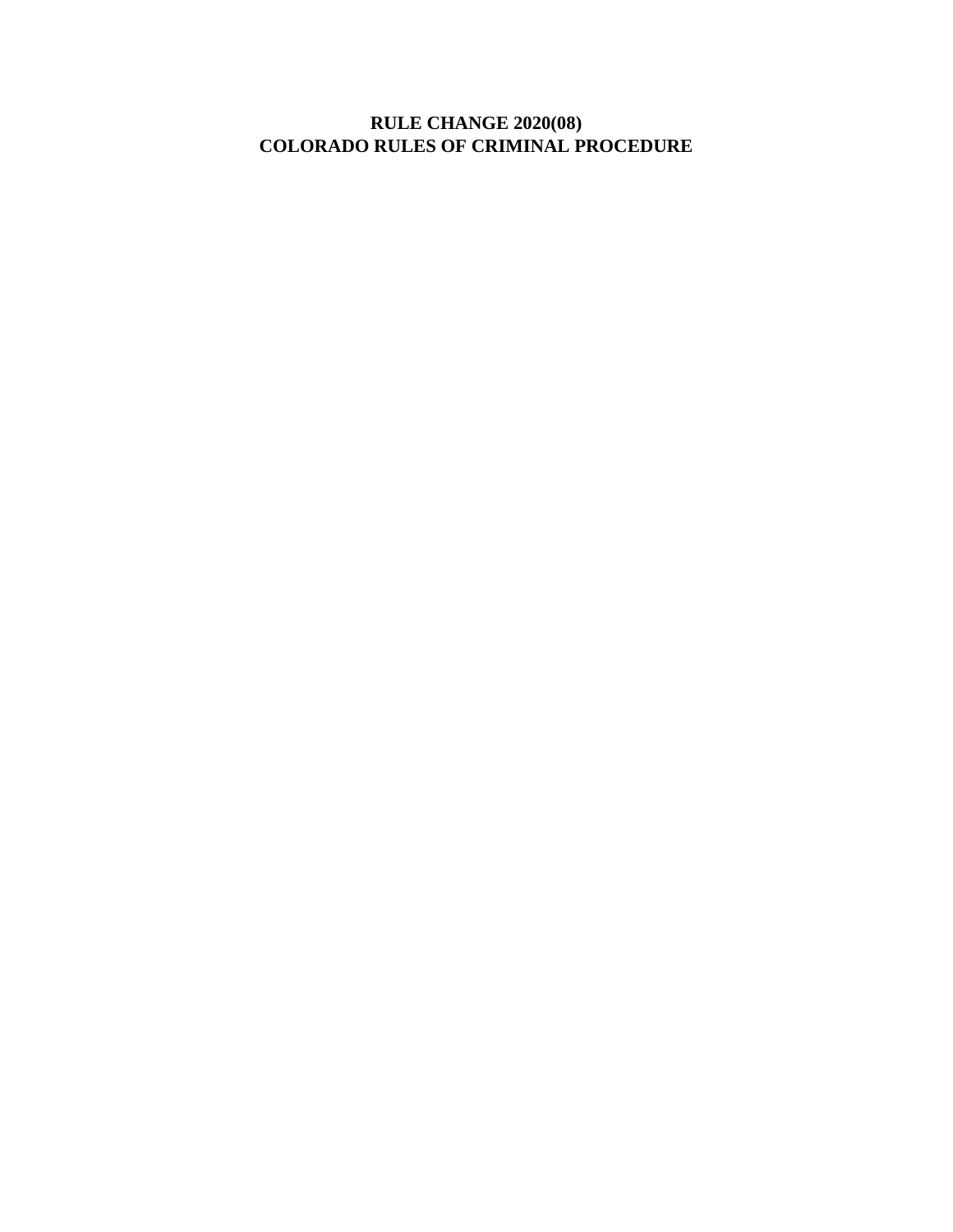# RULE CHANGE 2020(08)
# COLORADO RULES OF CRIMINAL PROCEDURE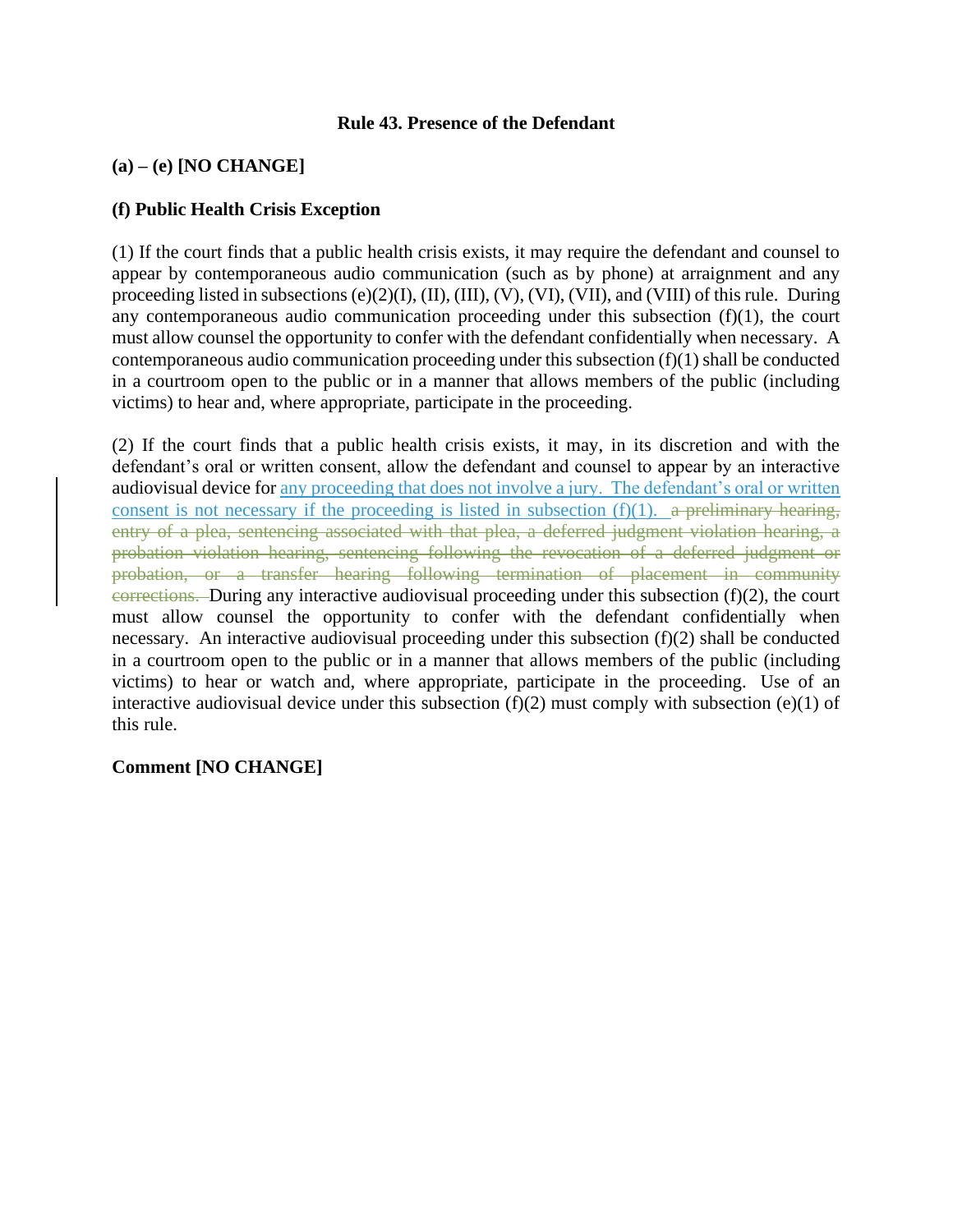**Rule 43. Presence of the Defendant**

**(a) – (e) [NO CHANGE]**

**(f) Public Health Crisis Exception**

(1) If the court finds that a public health crisis exists, it may require the defendant and counsel to appear by contemporaneous audio communication (such as by phone) at arraignment and any proceeding listed in subsections (e)(2)(I), (II), (III), (V), (VI), (VII), and (VIII) of this rule. During any contemporaneous audio communication proceeding under this subsection (f)(1), the court must allow counsel the opportunity to confer with the defendant confidentially when necessary. A contemporaneous audio communication proceeding under this subsection (f)(1) shall be conducted in a courtroom open to the public or in a manner that allows members of the public (including victims) to hear and, where appropriate, participate in the proceeding.

(2) If the court finds that a public health crisis exists, it may, in its discretion and with the defendant's oral or written consent, allow the defendant and counsel to appear by an interactive audiovisual device for <u>any proceeding that does not involve a jury. The defendant's oral or written consent is not necessary if the proceeding is listed in subsection (f)(1).</u> ~~a preliminary hearing, entry of a plea, sentencing associated with that plea, a deferred judgment violation hearing, a probation violation hearing, sentencing following the revocation of a deferred judgment or probation, or a transfer hearing following termination of placement in community corrections.~~ During any interactive audiovisual proceeding under this subsection (f)(2), the court must allow counsel the opportunity to confer with the defendant confidentially when necessary. An interactive audiovisual proceeding under this subsection (f)(2) shall be conducted in a courtroom open to the public or in a manner that allows members of the public (including victims) to hear or watch and, where appropriate, participate in the proceeding. Use of an interactive audiovisual device under this subsection (f)(2) must comply with subsection (e)(1) of this rule.

**Comment [NO CHANGE]**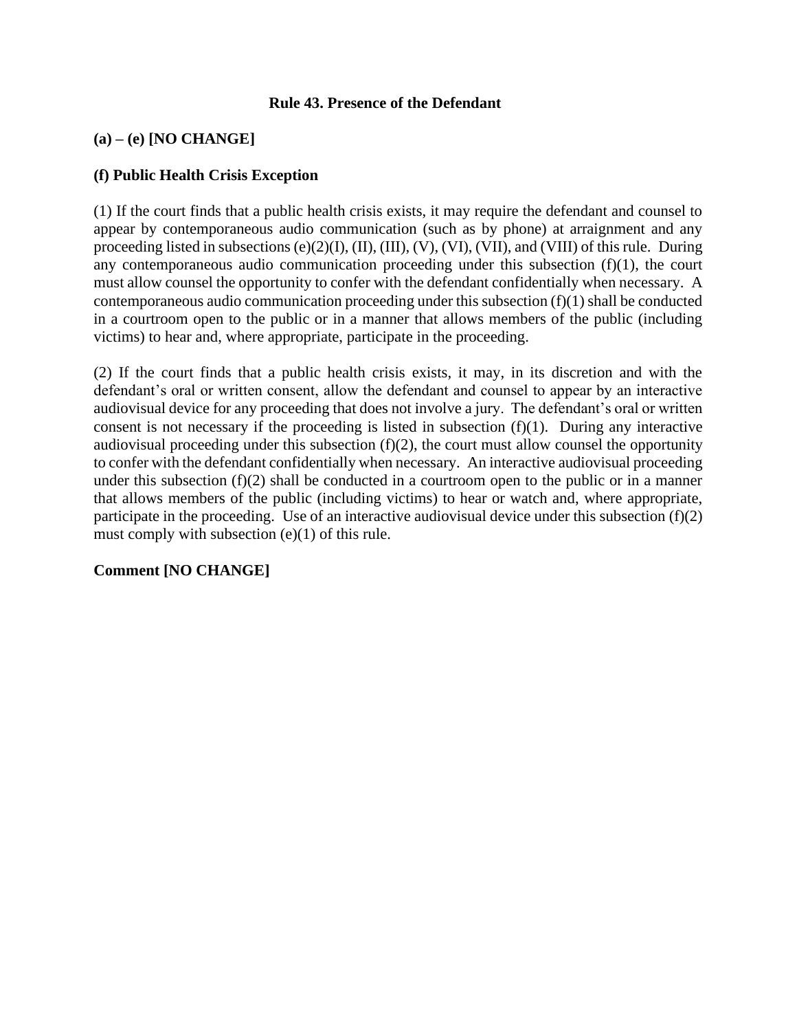**Rule 43. Presence of the Defendant**

**(a) – (e) [NO CHANGE]**

**(f) Public Health Crisis Exception**

(1) If the court finds that a public health crisis exists, it may require the defendant and counsel to appear by contemporaneous audio communication (such as by phone) at arraignment and any proceeding listed in subsections (e)(2)(I), (II), (III), (V), (VI), (VII), and (VIII) of this rule. During any contemporaneous audio communication proceeding under this subsection (f)(1), the court must allow counsel the opportunity to confer with the defendant confidentially when necessary. A contemporaneous audio communication proceeding under this subsection (f)(1) shall be conducted in a courtroom open to the public or in a manner that allows members of the public (including victims) to hear and, where appropriate, participate in the proceeding.

(2) If the court finds that a public health crisis exists, it may, in its discretion and with the defendant's oral or written consent, allow the defendant and counsel to appear by an interactive audiovisual device for any proceeding that does not involve a jury. The defendant's oral or written consent is not necessary if the proceeding is listed in subsection (f)(1). During any interactive audiovisual proceeding under this subsection (f)(2), the court must allow counsel the opportunity to confer with the defendant confidentially when necessary. An interactive audiovisual proceeding under this subsection (f)(2) shall be conducted in a courtroom open to the public or in a manner that allows members of the public (including victims) to hear or watch and, where appropriate, participate in the proceeding. Use of an interactive audiovisual device under this subsection (f)(2) must comply with subsection (e)(1) of this rule.

**Comment [NO CHANGE]**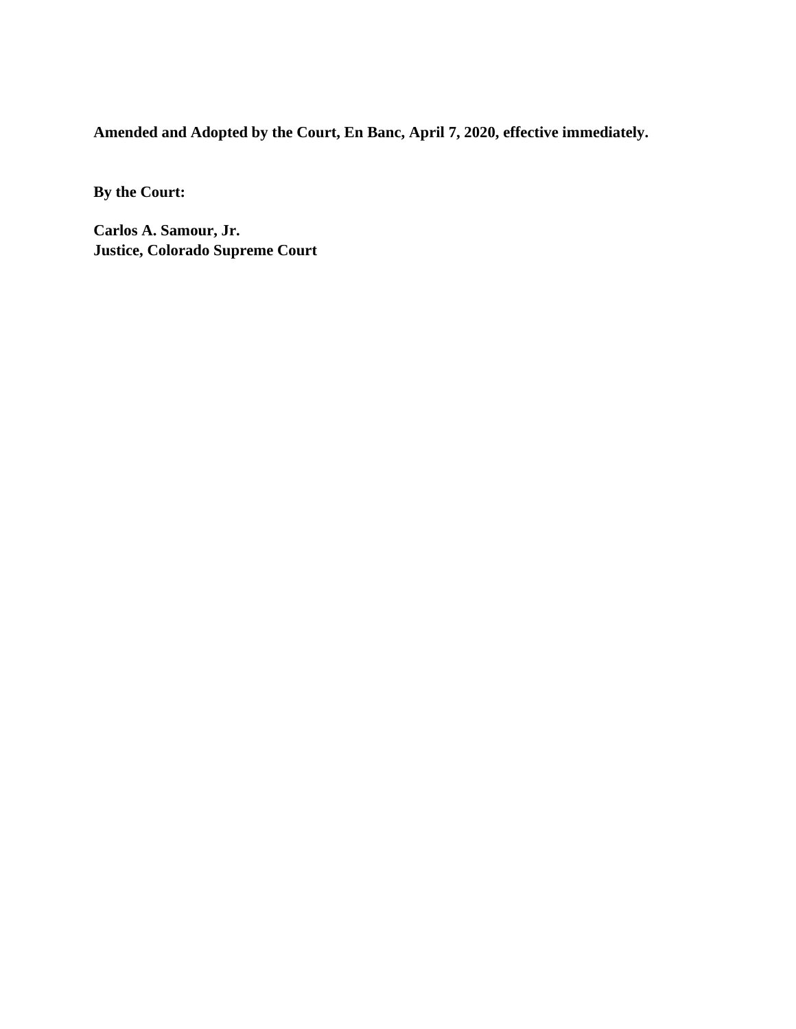**Amended and Adopted by the Court, En Banc, April 7, 2020, effective immediately.**

**By the Court:**

**Carlos A. Samour, Jr.**
**Justice, Colorado Supreme Court**